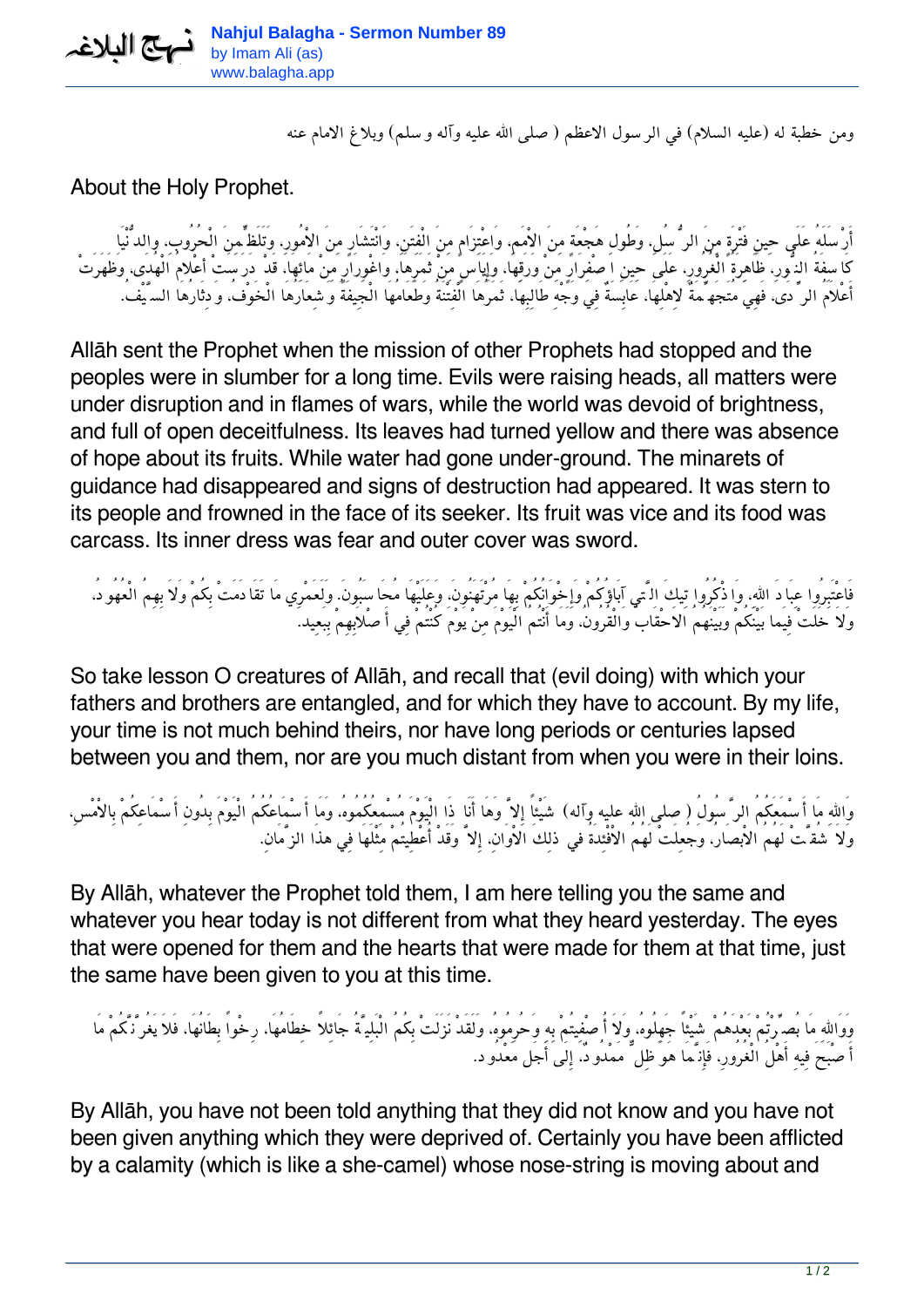# Nahjul Balagha - Sermon Number 89

by Imam Ali (as)
www.balagha.app

ومن خطبة له (عليه السلام) في الرسول الاعظم ( صلى الله عليه وآله و سلم) وبلاغ الامام عنه

About the Holy Prophet.

أَرْسَلَهُ عَلَى حِينِ فَتْرَة مِنَ الرُّسُلِ، وَطُولِ هَجْعَة مِنَ الاُْمَمِ، وَاعْتِزَام مِنَ الْفِتَنِ، وَانْتِشَار مِنَ الاُْمُورِ، وَتَلَظٍّ مِنَ الْحُرُوبِ، وَالدُّنْيَا كَاسِفَةُ النُّورِ، ظَاهِرَةُ الْغُرُورِ، عَلَى حِينِ اصْفِرَار مِنْ وَرَقِهَا، وَإِيَاس مِنْ ثَمَرِهَا، وَاغْوِرَار مِنْ مَائِهَا، قَدْ دَرَسَتْ أَعْلاَمُ الْهُدَى، وَظَهَرَتْ أَعْلاَمُ الرَّدَى، فَهِيَ مُتَجَهِّمَةٌ لاَِهْلِهَا، عَابِسَةٌ فِي وَجْهِ طَالِبِهَا، ثَمَرُهَا الْفِتْنَةُ، وَطَعَامُهَا الْجِيفَةُ، وَشِعَارُهَا الْخَوْفُ، وَدِثَارُهَا السَّيْفُ.

Allāh sent the Prophet when the mission of other Prophets had stopped and the peoples were in slumber for a long time. Evils were raising heads, all matters were under disruption and in flames of wars, while the world was devoid of brightness, and full of open deceitfulness. Its leaves had turned yellow and there was absence of hope about its fruits. While water had gone under-ground. The minarets of guidance had disappeared and signs of destruction had appeared. It was stern to its people and frowned in the face of its seeker. Its fruit was vice and its food was carcass. Its inner dress was fear and outer cover was sword.

فَاعْتَبِرُوا عِبَادَ اللهِ، وَاذْكُرُوا تِيكَ الَّتي آبَاؤُكُمْ وَإِخْوَانُكُمْ بِهَا مُرْتَهَنُونَ، وَعَلَيْهَا مُحَاسَبُونَ. وَلَعَمْرِي مَا تَقَادَمَتْ بِكُمْ وَلاَ بِهِمُ الْعُهُودُ، وَلاَ خَلَتْ فِيمَا بَيْنَكُمْ وَبَيْنَهُمُ الاَْحْقَابُ وَالْقُرُونُ، وَمَا أَنْتُمُ الْيَوْمَ مِنْ يَوْمَ كُنْتُمْ فِي أَصْلاَبِهِمْ بِبَعِيد.

So take lesson O creatures of Allāh, and recall that (evil doing) with which your fathers and brothers are entangled, and for which they have to account. By my life, your time is not much behind theirs, nor have long periods or centuries lapsed between you and them, nor are you much distant from when you were in their loins.

وَاللهِ مَا أَسْمَعَكُمُ الرَّسُولُ ( صلى الله عليه وآله) شَيْئاً إِلاَّ وَهَا أَنَا ذَا الْيَوْمَ مُسْمِعُكُمُوهُ، وَمَا أَسْمَاعُكُمُ الْيَوْمَ بِدُونِ أَسْمَاعِكُمْ بِالاَْمْسِ، وَلاَ شُقَّتْ لَهُمُ الاَْبْصَارُ، وَجُعِلَتْ لَهُمُ الاَْفْئِدَةُ فِي ذلِكَ الاَْوَانِ، إِلاَّ وَقَدْ أُعْطِيتُمْ مِثْلَهَا فِي هذَا الزَّمَانِ.

By Allāh, whatever the Prophet told them, I am here telling you the same and whatever you hear today is not different from what they heard yesterday. The eyes that were opened for them and the hearts that were made for them at that time, just the same have been given to you at this time.

وَوَاللهِ مَا بُصِّرْتُمْ بَعْدَهُمْ شَيْئاً جَهِلُوهُ، وَلاَ أُصْفِيتُمْ بِهِ وَحُرِمُوهُ، وَلَقَدْ نَزَلَتْ بِكُمُ الْبَلِيَّةُ جَائِلاً خِطَامُهَا، رِخْواً بِطَانُهَا. فَلاَ يَغُرَّنَّكُمْ مَا أَصْبَحَ فِيهِ أَهْلُ الْغُرُورِ، فَإِنَّمَا هُوَ ظِلٌّ مَمْدُودٌ، إِلَى أَجَل مَعْدُود.

By Allāh, you have not been told anything that they did not know and you have not been given anything which they were deprived of. Certainly you have been afflicted by a calamity (which is like a she-camel) whose nose-string is moving about and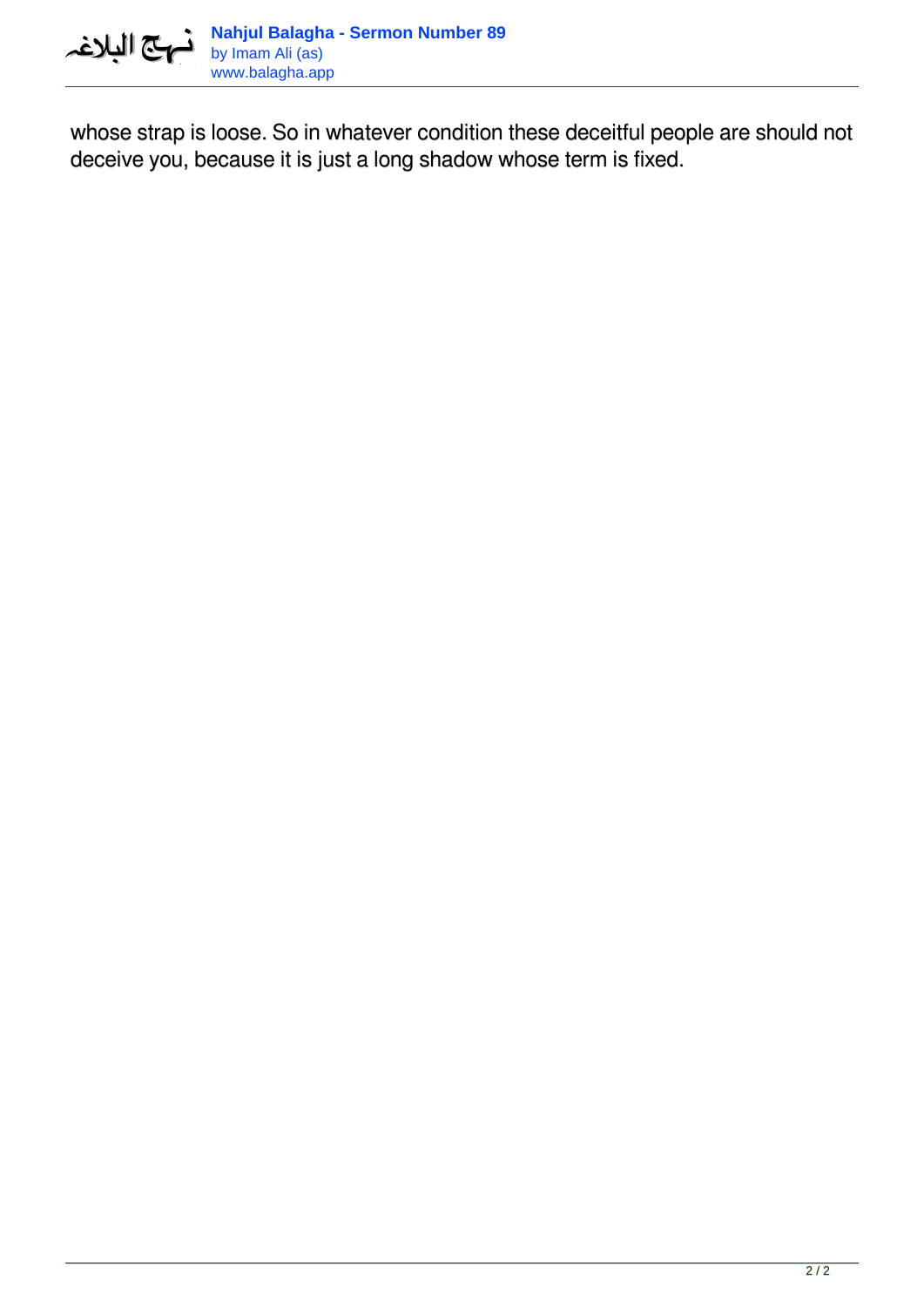whose strap is loose. So in whatever condition these deceitful people are should not deceive you, because it is just a long shadow whose term is fixed.